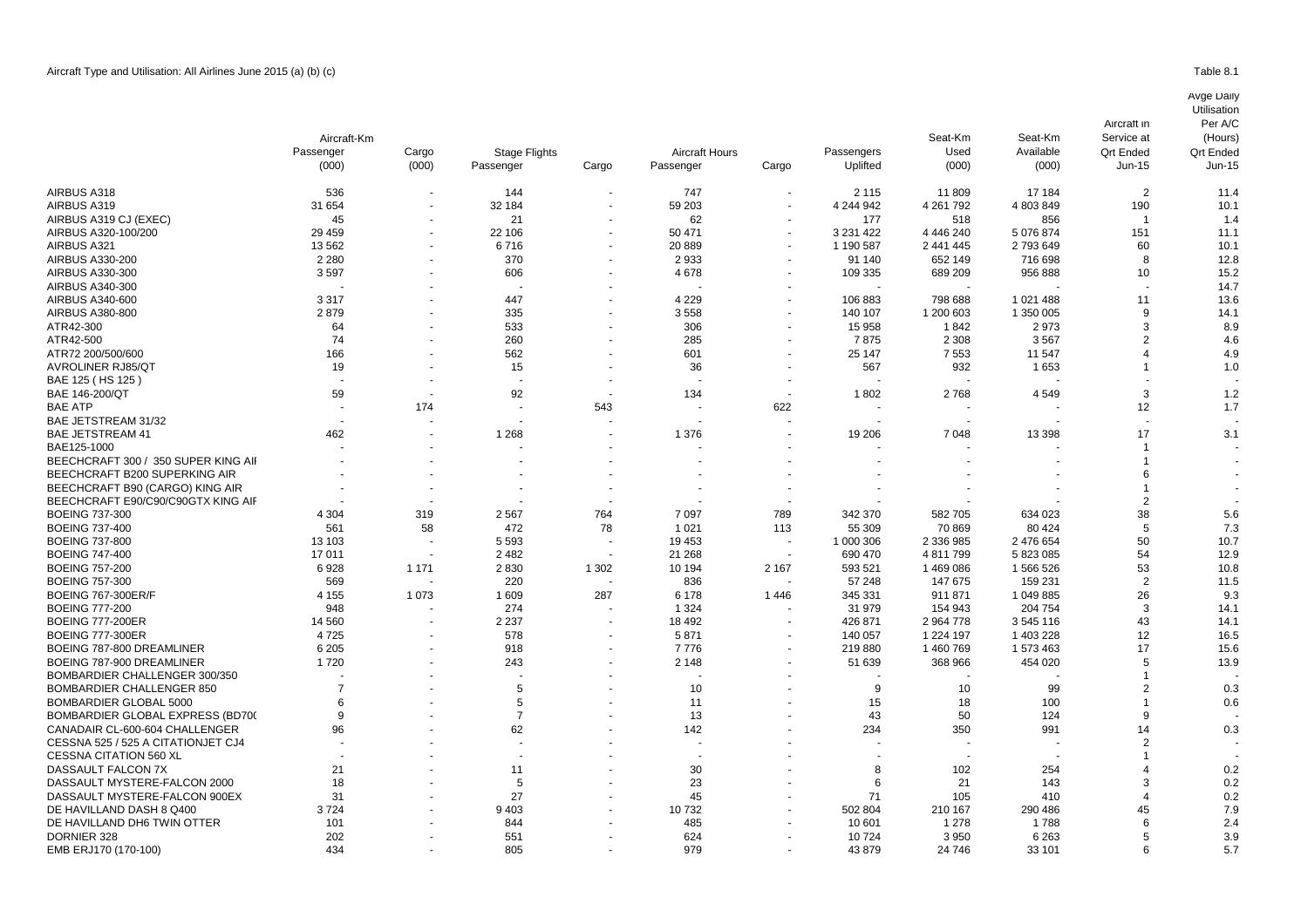Aircraft Type and Utilisation: All Airlines June 2015 (a) (b) (c)

Table 8.1

| | Aircraft-Km | | Stage Flights | | Aircraft Hours | | Passengers | Seat-Km | Seat-Km | Aircraft in | Avge Daily Utilisation |
|---|---|---|---|---|---|---|---|---|---|---|---|
| | Passenger (000) | Cargo (000) | Passenger | Cargo | Passenger | Cargo | Uplifted | Used (000) | Available (000) | Service at Qrt Ended Jun-15 | Per A/C (Hours) Qrt Ended Jun-15 |
| AIRBUS A318 | 536 | - | 144 | - | 747 | - | 2 115 | 11 809 | 17 184 | 2 | 11.4 |
| AIRBUS A319 | 31 654 | - | 32 184 | - | 59 203 | - | 4 244 942 | 4 261 792 | 4 803 849 | 190 | 10.1 |
| AIRBUS A319 CJ (EXEC) | 45 | - | 21 | - | 62 | - | 177 | 518 | 856 | 1 | 1.4 |
| AIRBUS A320-100/200 | 29 459 | - | 22 106 | - | 50 471 | - | 3 231 422 | 4 446 240 | 5 076 874 | 151 | 11.1 |
| AIRBUS A321 | 13 562 | - | 6 716 | - | 20 889 | - | 1 190 587 | 2 441 445 | 2 793 649 | 60 | 10.1 |
| AIRBUS A330-200 | 2 280 | - | 370 | - | 2 933 | - | 91 140 | 652 149 | 716 698 | 8 | 12.8 |
| AIRBUS A330-300 | 3 597 | - | 606 | - | 4 678 | - | 109 335 | 689 209 | 956 888 | 10 | 15.2 |
| AIRBUS A340-300 | - | - | - | - | - | - | - | - | - | - | 14.7 |
| AIRBUS A340-600 | 3 317 | - | 447 | - | 4 229 | - | 106 883 | 798 688 | 1 021 488 | 11 | 13.6 |
| AIRBUS A380-800 | 2 879 | - | 335 | - | 3 558 | - | 140 107 | 1 200 603 | 1 350 005 | 9 | 14.1 |
| ATR42-300 | 64 | - | 533 | - | 306 | - | 15 958 | 1 842 | 2 973 | 3 | 8.9 |
| ATR42-500 | 74 | - | 260 | - | 285 | - | 7 875 | 2 308 | 3 567 | 2 | 4.6 |
| ATR72 200/500/600 | 166 | - | 562 | - | 601 | - | 25 147 | 7 553 | 11 547 | 4 | 4.9 |
| AVROLINER RJ85/QT | 19 | - | 15 | - | 36 | - | 567 | 932 | 1 653 | 1 | 1.0 |
| BAE 125 ( HS 125 ) | - | - | - | - | - | - | - | - | - | - | - |
| BAE 146-200/QT | 59 | - | 92 | - | 134 | - | 1 802 | 2 768 | 4 549 | 3 | 1.2 |
| BAE ATP | - | 174 | - | 543 | - | 622 | - | - | - | 12 | 1.7 |
| BAE JETSTREAM 31/32 | - | - | - | - | - | - | - | - | - | - | - |
| BAE JETSTREAM 41 | 462 | - | 1 268 | - | 1 376 | - | 19 206 | 7 048 | 13 398 | 17 | 3.1 |
| BAE125-1000 | - | - | - | - | - | - | - | - | - | 1 | - |
| BEECHCRAFT 300 / 350 SUPER KING AII | - | - | - | - | - | - | - | - | - | 1 | - |
| BEECHCRAFT B200 SUPERKING AIR | - | - | - | - | - | - | - | - | - | 6 | - |
| BEECHCRAFT B90 (CARGO) KING AIR | - | - | - | - | - | - | - | - | - | 1 | - |
| BEECHCRAFT E90/C90/C90GTX KING AIF | - | - | - | - | - | - | - | - | - | 2 | - |
| BOEING 737-300 | 4 304 | 319 | 2 567 | 764 | 7 097 | 789 | 342 370 | 582 705 | 634 023 | 38 | 5.6 |
| BOEING 737-400 | 561 | 58 | 472 | 78 | 1 021 | 113 | 55 309 | 70 869 | 80 424 | 5 | 7.3 |
| BOEING 737-800 | 13 103 | - | 5 593 | - | 19 453 | - | 1 000 306 | 2 336 985 | 2 476 654 | 50 | 10.7 |
| BOEING 747-400 | 17 011 | - | 2 482 | - | 21 268 | - | 690 470 | 4 811 799 | 5 823 085 | 54 | 12.9 |
| BOEING 757-200 | 6 928 | 1 171 | 2 830 | 1 302 | 10 194 | 2 167 | 593 521 | 1 469 086 | 1 566 526 | 53 | 10.8 |
| BOEING 757-300 | 569 | - | 220 | - | 836 | - | 57 248 | 147 675 | 159 231 | 2 | 11.5 |
| BOEING 767-300ER/F | 4 155 | 1 073 | 1 609 | 287 | 6 178 | 1 446 | 345 331 | 911 871 | 1 049 885 | 26 | 9.3 |
| BOEING 777-200 | 948 | - | 274 | - | 1 324 | - | 31 979 | 154 943 | 204 754 | 3 | 14.1 |
| BOEING 777-200ER | 14 560 | - | 2 237 | - | 18 492 | - | 426 871 | 2 964 778 | 3 545 116 | 43 | 14.1 |
| BOEING 777-300ER | 4 725 | - | 578 | - | 5 871 | - | 140 057 | 1 224 197 | 1 403 228 | 12 | 16.5 |
| BOEING 787-800 DREAMLINER | 6 205 | - | 918 | - | 7 776 | - | 219 880 | 1 460 769 | 1 573 463 | 17 | 15.6 |
| BOEING 787-900 DREAMLINER | 1 720 | - | 243 | - | 2 148 | - | 51 639 | 368 966 | 454 020 | 5 | 13.9 |
| BOMBARDIER CHALLENGER 300/350 | - | - | - | - | - | - | - | - | - | 1 | - |
| BOMBARDIER CHALLENGER 850 | 7 | - | 5 | - | 10 | - | 9 | 10 | 99 | 2 | 0.3 |
| BOMBARDIER GLOBAL 5000 | 6 | - | 5 | - | 11 | - | 15 | 18 | 100 | 1 | 0.6 |
| BOMBARDIER GLOBAL EXPRESS (BD70( | 9 | - | 7 | - | 13 | - | 43 | 50 | 124 | 9 | - |
| CANADAIR CL-600-604 CHALLENGER | 96 | - | 62 | - | 142 | - | 234 | 350 | 991 | 14 | 0.3 |
| CESSNA 525 / 525 A CITATIONJET CJ4 | - | - | - | - | - | - | - | - | - | 2 | - |
| CESSNA CITATION 560 XL | - | - | - | - | - | - | - | - | - | 1 | - |
| DASSAULT FALCON 7X | 21 | - | 11 | - | 30 | - | 8 | 102 | 254 | 4 | 0.2 |
| DASSAULT MYSTERE-FALCON 2000 | 18 | - | 5 | - | 23 | - | 6 | 21 | 143 | 3 | 0.2 |
| DASSAULT MYSTERE-FALCON 900EX | 31 | - | 27 | - | 45 | - | 71 | 105 | 410 | 4 | 0.2 |
| DE HAVILLAND DASH 8 Q400 | 3 724 | - | 9 403 | - | 10 732 | - | 502 804 | 210 167 | 290 486 | 45 | 7.9 |
| DE HAVILLAND DH6 TWIN OTTER | 101 | - | 844 | - | 485 | - | 10 601 | 1 278 | 1 788 | 6 | 2.4 |
| DORNIER 328 | 202 | - | 551 | - | 624 | - | 10 724 | 3 950 | 6 263 | 5 | 3.9 |
| EMB ERJ170 (170-100) | 434 | - | 805 | - | 979 | - | 43 879 | 24 746 | 33 101 | 6 | 5.7 |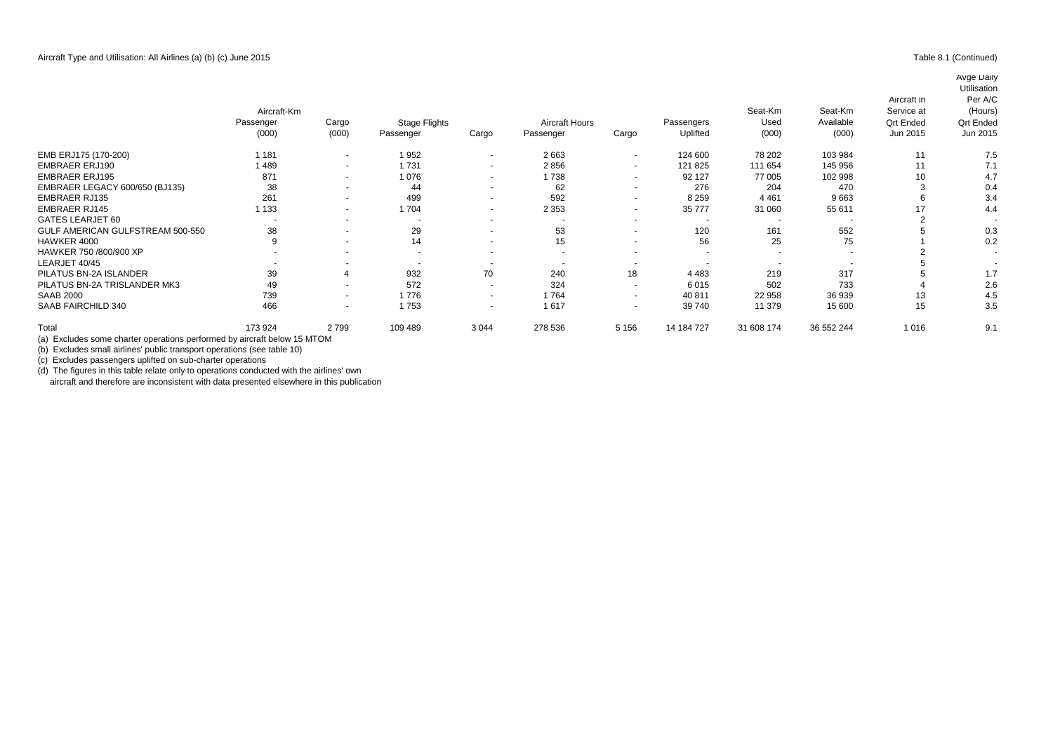Aircraft Type and Utilisation: All Airlines (a) (b) (c) June 2015

Table 8.1 (Continued)

| | Aircraft-Km Passenger (000) | Cargo (000) | Stage Flights Passenger | Cargo | Aircraft Hours Passenger | Cargo | Passengers Uplifted | Seat-Km Used (000) | Seat-Km Available (000) | Aircraft in Service at Qrt Ended Jun 2015 | Avge Daily Utilisation Per A/C (Hours) Qrt Ended Jun 2015 |
|---|---|---|---|---|---|---|---|---|---|---|---|
| EMB ERJ175 (170-200) | 1 181 | - | 1 952 | - | 2 663 | - | 124 600 | 78 202 | 103 984 | 11 | 7.5 |
| EMBRAER ERJ190 | 1 489 | - | 1 731 | - | 2 856 | - | 121 825 | 111 654 | 145 956 | 11 | 7.1 |
| EMBRAER ERJ195 | 871 | - | 1 076 | - | 1 738 | - | 92 127 | 77 005 | 102 998 | 10 | 4.7 |
| EMBRAER LEGACY 600/650 (BJ135) | 38 | - | 44 | - | 62 | - | 276 | 204 | 470 | 3 | 0.4 |
| EMBRAER RJ135 | 261 | - | 499 | - | 592 | - | 8 259 | 4 461 | 9 663 | 6 | 3.4 |
| EMBRAER RJ145 | 1 133 | - | 1 704 | - | 2 353 | - | 35 777 | 31 060 | 55 611 | 17 | 4.4 |
| GATES LEARJET 60 | - | - | - | - | - | - | - | - | - | 2 | - |
| GULF AMERICAN GULFSTREAM 500-550 | 38 | - | 29 | - | 53 | - | 120 | 161 | 552 | 5 | 0.3 |
| HAWKER 4000 | 9 | - | 14 | - | 15 | - | 56 | 25 | 75 | 1 | 0.2 |
| HAWKER 750 /800/900 XP | - | - | - | - | - | - | - | - | - | 2 | - |
| LEARJET 40/45 | - | - | - | - | - | - | - | - | - | 5 | - |
| PILATUS BN-2A ISLANDER | 39 | 4 | 932 | 70 | 240 | 18 | 4 483 | 219 | 317 | 5 | 1.7 |
| PILATUS BN-2A TRISLANDER MK3 | 49 | - | 572 | - | 324 | - | 6 015 | 502 | 733 | 4 | 2.6 |
| SAAB 2000 | 739 | - | 1 776 | - | 1 764 | - | 40 811 | 22 958 | 36 939 | 13 | 4.5 |
| SAAB FAIRCHILD 340 | 466 | - | 1 753 | - | 1 617 | - | 39 740 | 11 379 | 15 600 | 15 | 3.5 |
| Total | 173 924 | 2 799 | 109 489 | 3 044 | 278 536 | 5 156 | 14 184 727 | 31 608 174 | 36 552 244 | 1 016 | 9.1 |

(a) Excludes some charter operations performed by aircraft below 15 MTOM

(b) Excludes small airlines' public transport operations (see table 10)

(c) Excludes passengers uplifted on sub-charter operations

(d) The figures in this table relate only to operations conducted with the airlines' own aircraft and therefore are inconsistent with data presented elsewhere in this publication